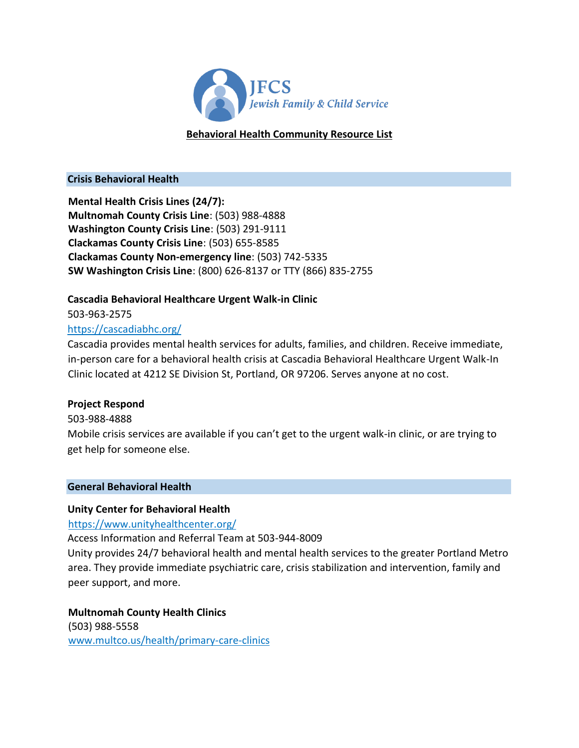JFCS
*Jewish Family & Child Service*

# Behavioral Health Community Resource List

## Crisis Behavioral Health

**Mental Health Crisis Lines (24/7):**
**Multnomah County Crisis Line**: (503) 988-4888
**Washington County Crisis Line**: (503) 291-9111
**Clackamas County Crisis Line**: (503) 655-8585
**Clackamas County Non-emergency line**: (503) 742-5335
**SW Washington Crisis Line**: (800) 626-8137 or TTY (866) 835-2755

**Cascadia Behavioral Healthcare Urgent Walk-in Clinic**
503-963-2575
https://cascadiabhc.org/
Cascadia provides mental health services for adults, families, and children. Receive immediate, in-person care for a behavioral health crisis at Cascadia Behavioral Healthcare Urgent Walk-In Clinic located at 4212 SE Division St, Portland, OR 97206. Serves anyone at no cost.

**Project Respond**
503-988-4888
Mobile crisis services are available if you can't get to the urgent walk-in clinic, or are trying to get help for someone else.

## General Behavioral Health

**Unity Center for Behavioral Health**
https://www.unityhealthcenter.org/
Access Information and Referral Team at 503-944-8009
Unity provides 24/7 behavioral health and mental health services to the greater Portland Metro area. They provide immediate psychiatric care, crisis stabilization and intervention, family and peer support, and more.

**Multnomah County Health Clinics**
(503) 988-5558
www.multco.us/health/primary-care-clinics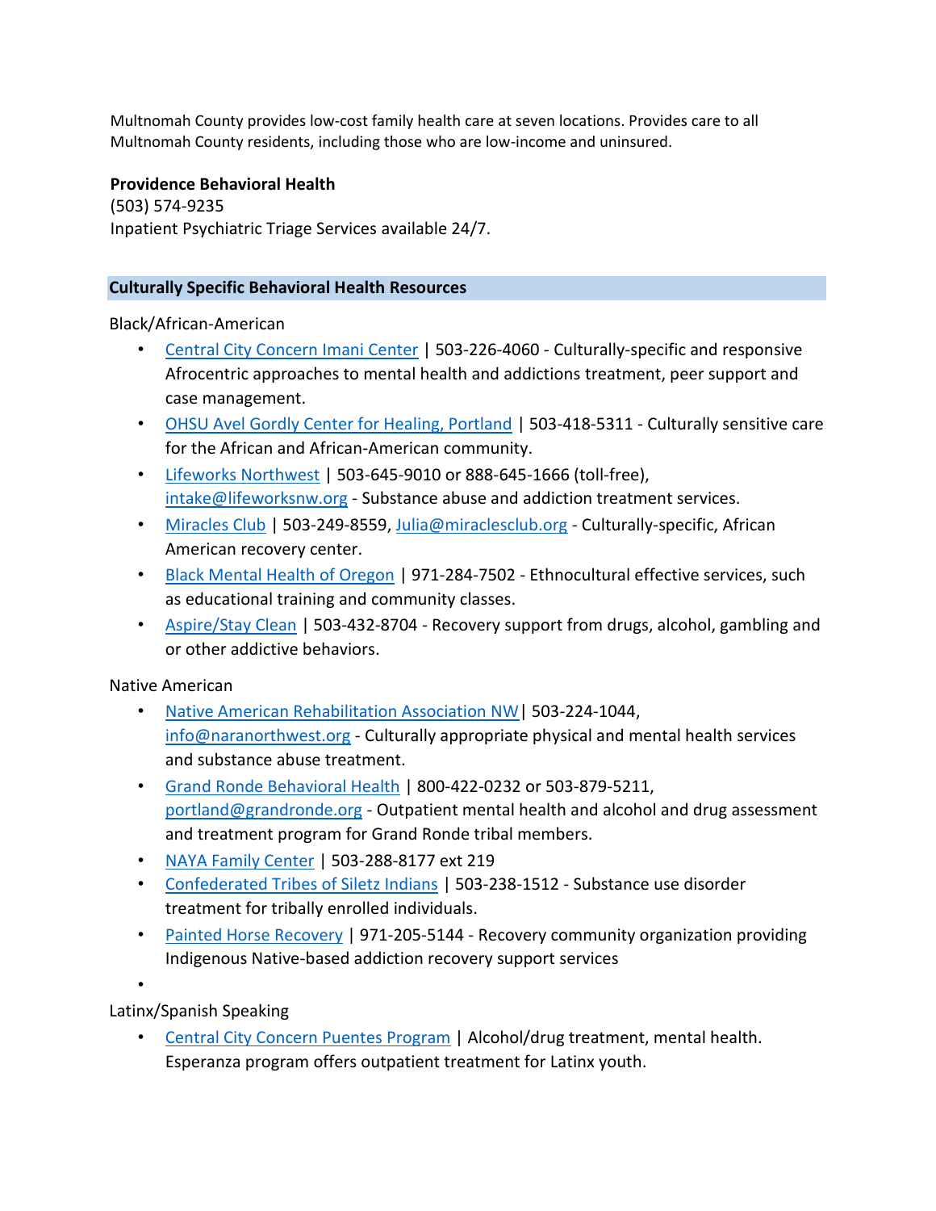Multnomah County provides low-cost family health care at seven locations. Provides care to all Multnomah County residents, including those who are low-income and uninsured.

**Providence Behavioral Health**
(503) 574-9235
Inpatient Psychiatric Triage Services available 24/7.

## Culturally Specific Behavioral Health Resources

Black/African-American

- Central City Concern Imani Center | 503-226-4060 - Culturally-specific and responsive Afrocentric approaches to mental health and addictions treatment, peer support and case management.
- OHSU Avel Gordly Center for Healing, Portland | 503-418-5311 - Culturally sensitive care for the African and African-American community.
- Lifeworks Northwest | 503-645-9010 or 888-645-1666 (toll-free), intake@lifeworksnw.org - Substance abuse and addiction treatment services.
- Miracles Club | 503-249-8559, Julia@miraclesclub.org - Culturally-specific, African American recovery center.
- Black Mental Health of Oregon | 971-284-7502 - Ethnocultural effective services, such as educational training and community classes.
- Aspire/Stay Clean | 503-432-8704 - Recovery support from drugs, alcohol, gambling and or other addictive behaviors.

Native American

- Native American Rehabilitation Association NW| 503-224-1044, info@naranorthwest.org - Culturally appropriate physical and mental health services and substance abuse treatment.
- Grand Ronde Behavioral Health | 800-422-0232 or 503-879-5211, portland@grandronde.org - Outpatient mental health and alcohol and drug assessment and treatment program for Grand Ronde tribal members.
- NAYA Family Center | 503-288-8177 ext 219
- Confederated Tribes of Siletz Indians | 503-238-1512 - Substance use disorder treatment for tribally enrolled individuals.
- Painted Horse Recovery | 971-205-5144 - Recovery community organization providing Indigenous Native-based addiction recovery support services

Latinx/Spanish Speaking

- Central City Concern Puentes Program | Alcohol/drug treatment, mental health. Esperanza program offers outpatient treatment for Latinx youth.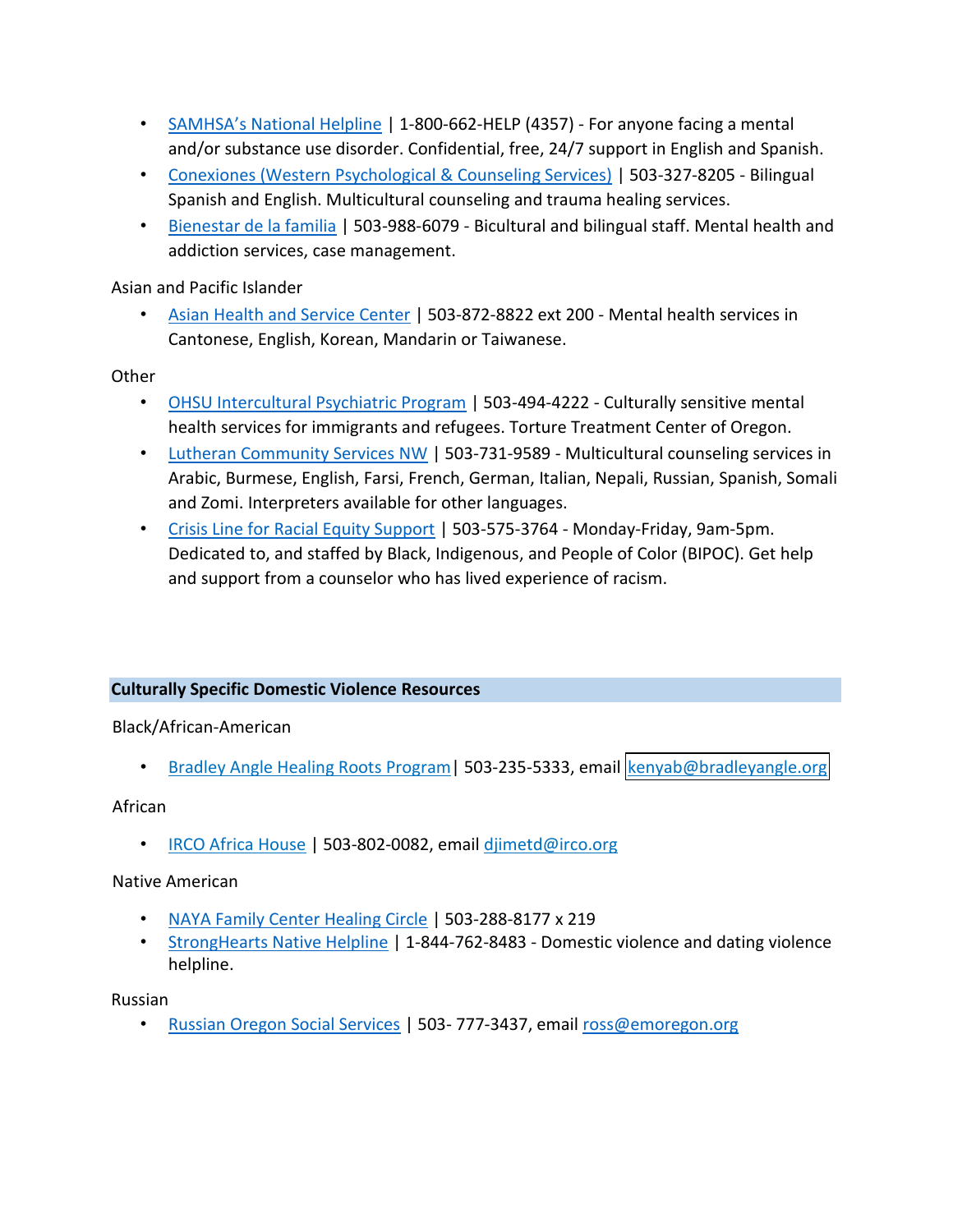- SAMHSA's National Helpline | 1-800-662-HELP (4357) - For anyone facing a mental and/or substance use disorder. Confidential, free, 24/7 support in English and Spanish.
- Conexiones (Western Psychological & Counseling Services) | 503-327-8205 - Bilingual Spanish and English. Multicultural counseling and trauma healing services.
- Bienestar de la familia | 503-988-6079 - Bicultural and bilingual staff. Mental health and addiction services, case management.

Asian and Pacific Islander

- Asian Health and Service Center | 503-872-8822 ext 200 - Mental health services in Cantonese, English, Korean, Mandarin or Taiwanese.

Other

- OHSU Intercultural Psychiatric Program | 503-494-4222 - Culturally sensitive mental health services for immigrants and refugees. Torture Treatment Center of Oregon.
- Lutheran Community Services NW | 503-731-9589 - Multicultural counseling services in Arabic, Burmese, English, Farsi, French, German, Italian, Nepali, Russian, Spanish, Somali and Zomi. Interpreters available for other languages.
- Crisis Line for Racial Equity Support | 503-575-3764 - Monday-Friday, 9am-5pm. Dedicated to, and staffed by Black, Indigenous, and People of Color (BIPOC). Get help and support from a counselor who has lived experience of racism.

## Culturally Specific Domestic Violence Resources

Black/African-American

- Bradley Angle Healing Roots Program| 503-235-5333, email kenyab@bradleyangle.org

African

- IRCO Africa House | 503-802-0082, email djimetd@irco.org

Native American

- NAYA Family Center Healing Circle | 503-288-8177 x 219
- StrongHearts Native Helpline | 1-844-762-8483 - Domestic violence and dating violence helpline.

Russian

- Russian Oregon Social Services | 503- 777-3437, email ross@emoregon.org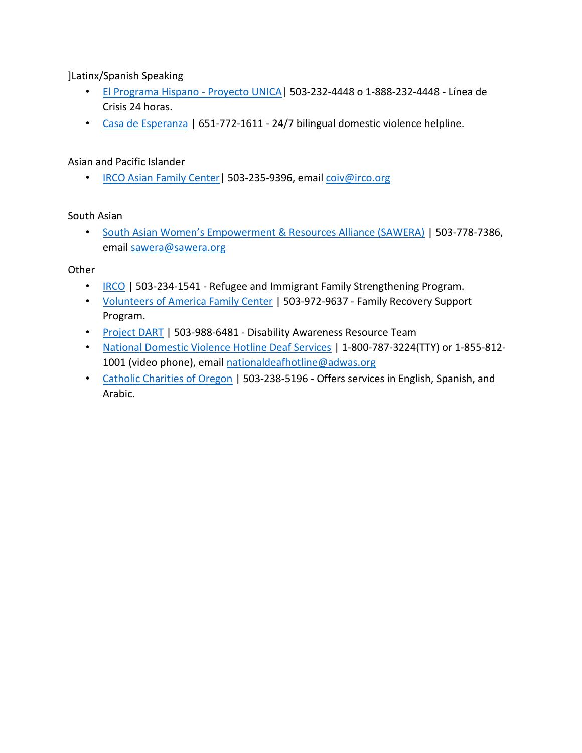]Latinx/Spanish Speaking

- El Programa Hispano - Proyecto UNICA| 503-232-4448 o 1-888-232-4448 - Línea de Crisis 24 horas.
- Casa de Esperanza | 651-772-1611 - 24/7 bilingual domestic violence helpline.

Asian and Pacific Islander

- IRCO Asian Family Center| 503-235-9396, email coiv@irco.org

South Asian

- South Asian Women's Empowerment & Resources Alliance (SAWERA) | 503-778-7386, email sawera@sawera.org

Other

- IRCO | 503-234-1541 - Refugee and Immigrant Family Strengthening Program.
- Volunteers of America Family Center | 503-972-9637 - Family Recovery Support Program.
- Project DART | 503-988-6481 - Disability Awareness Resource Team
- National Domestic Violence Hotline Deaf Services | 1-800-787-3224(TTY) or 1-855-812-1001 (video phone), email nationaldeafhotline@adwas.org
- Catholic Charities of Oregon | 503-238-5196 - Offers services in English, Spanish, and Arabic.